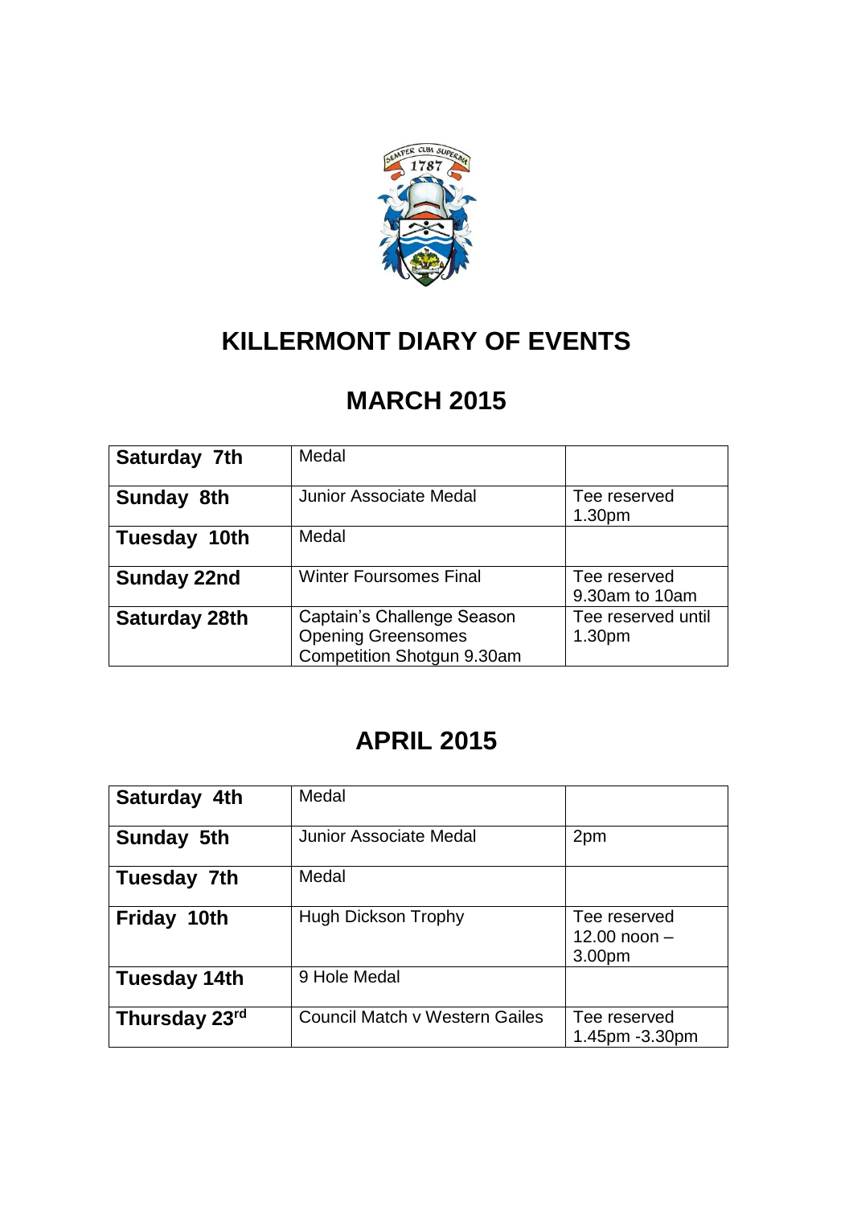# KILLERMONT DIARY OF EVENTS

## MARCH 2015

| | | |
|---|---|---|
| **Saturday 7th** | Medal | |
| **Sunday 8th** | Junior Associate Medal | Tee reserved 1.30pm |
| **Tuesday 10th** | Medal | |
| **Sunday 22nd** | Winter Foursomes Final | Tee reserved 9.30am to 10am |
| **Saturday 28th** | Captain's Challenge Season Opening Greensomes Competition Shotgun 9.30am | Tee reserved until 1.30pm |

## APRIL 2015

| | | |
|---|---|---|
| **Saturday 4th** | Medal | |
| **Sunday 5th** | Junior Associate Medal | 2pm |
| **Tuesday 7th** | Medal | |
| **Friday 10th** | Hugh Dickson Trophy | Tee reserved 12.00 noon – 3.00pm |
| **Tuesday 14th** | 9 Hole Medal | |
| **Thursday 23rd** | Council Match v Western Gailes | Tee reserved 1.45pm -3.30pm |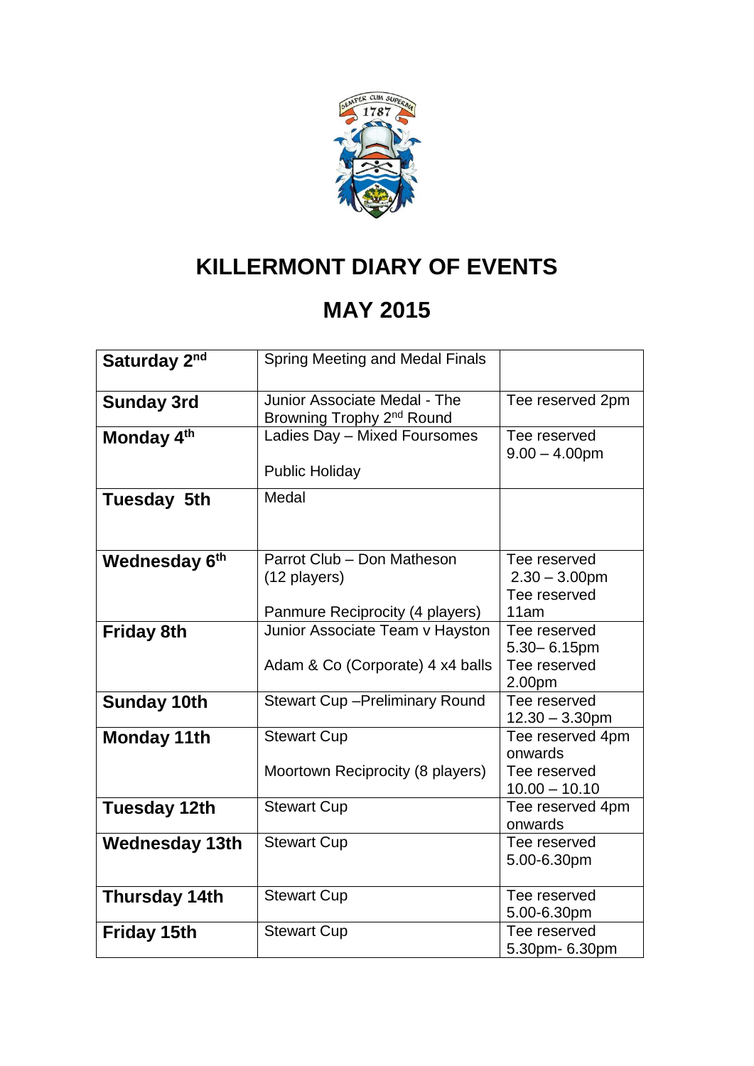# KILLERMONT DIARY OF EVENTS

# MAY 2015

| | | |
|---|---|---|
| **Saturday 2nd** | Spring Meeting and Medal Finals | |
| **Sunday 3rd** | Junior Associate Medal - The Browning Trophy 2nd Round | Tee reserved 2pm |
| **Monday 4th** | Ladies Day – Mixed Foursomes<br><br>Public Holiday | Tee reserved 9.00 – 4.00pm |
| **Tuesday 5th** | Medal | |
| **Wednesday 6th** | Parrot Club – Don Matheson (12 players)<br><br>Panmure Reciprocity (4 players) | Tee reserved 2.30 – 3.00pm<br>Tee reserved 11am |
| **Friday 8th** | Junior Associate Team v Hayston<br><br>Adam & Co (Corporate) 4 x4 balls | Tee reserved 5.30– 6.15pm<br>Tee reserved 2.00pm |
| **Sunday 10th** | Stewart Cup –Preliminary Round | Tee reserved 12.30 – 3.30pm |
| **Monday 11th** | Stewart Cup<br><br>Moortown Reciprocity (8 players) | Tee reserved 4pm onwards<br>Tee reserved 10.00 – 10.10 |
| **Tuesday 12th** | Stewart Cup | Tee reserved 4pm onwards |
| **Wednesday 13th** | Stewart Cup | Tee reserved 5.00-6.30pm |
| **Thursday 14th** | Stewart Cup | Tee reserved 5.00-6.30pm |
| **Friday 15th** | Stewart Cup | Tee reserved 5.30pm- 6.30pm |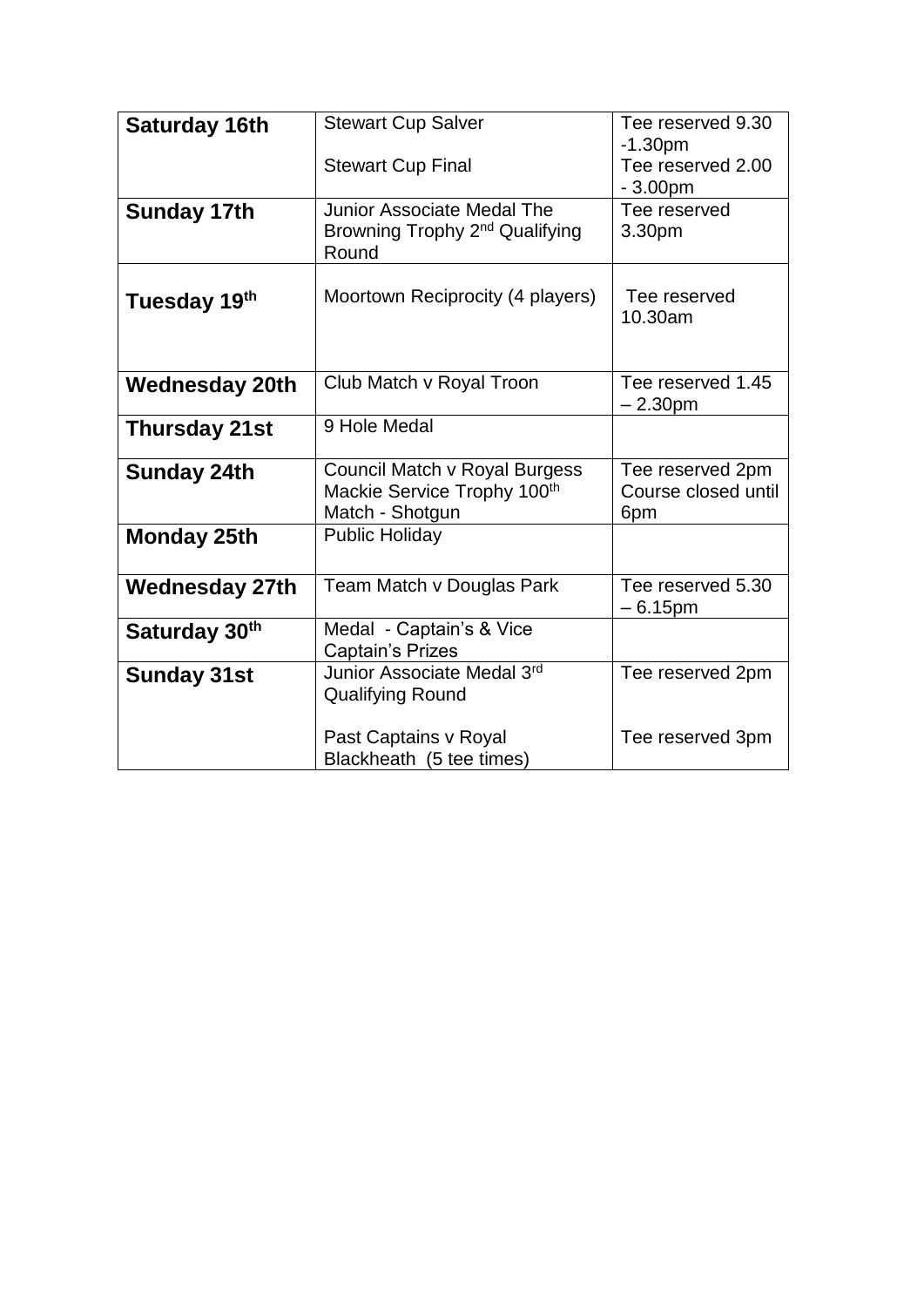| | | |
|---|---|---|
| **Saturday 16th** | Stewart Cup Salver<br><br>Stewart Cup Final | Tee reserved 9.30 -1.30pm<br>Tee reserved 2.00 - 3.00pm |
| **Sunday 17th** | Junior Associate Medal The Browning Trophy 2nd Qualifying Round | Tee reserved 3.30pm |
| **Tuesday 19th** | Moortown Reciprocity (4 players) | Tee reserved 10.30am |
| **Wednesday 20th** | Club Match v Royal Troon | Tee reserved 1.45 – 2.30pm |
| **Thursday 21st** | 9 Hole Medal | |
| **Sunday 24th** | Council Match v Royal Burgess Mackie Service Trophy 100th Match - Shotgun | Tee reserved 2pm Course closed until 6pm |
| **Monday 25th** | Public Holiday | |
| **Wednesday 27th** | Team Match v Douglas Park | Tee reserved 5.30 – 6.15pm |
| **Saturday 30th** | Medal - Captain's & Vice Captain's Prizes | |
| **Sunday 31st** | Junior Associate Medal 3rd Qualifying Round<br><br>Past Captains v Royal Blackheath (5 tee times) | Tee reserved 2pm<br><br>Tee reserved 3pm |